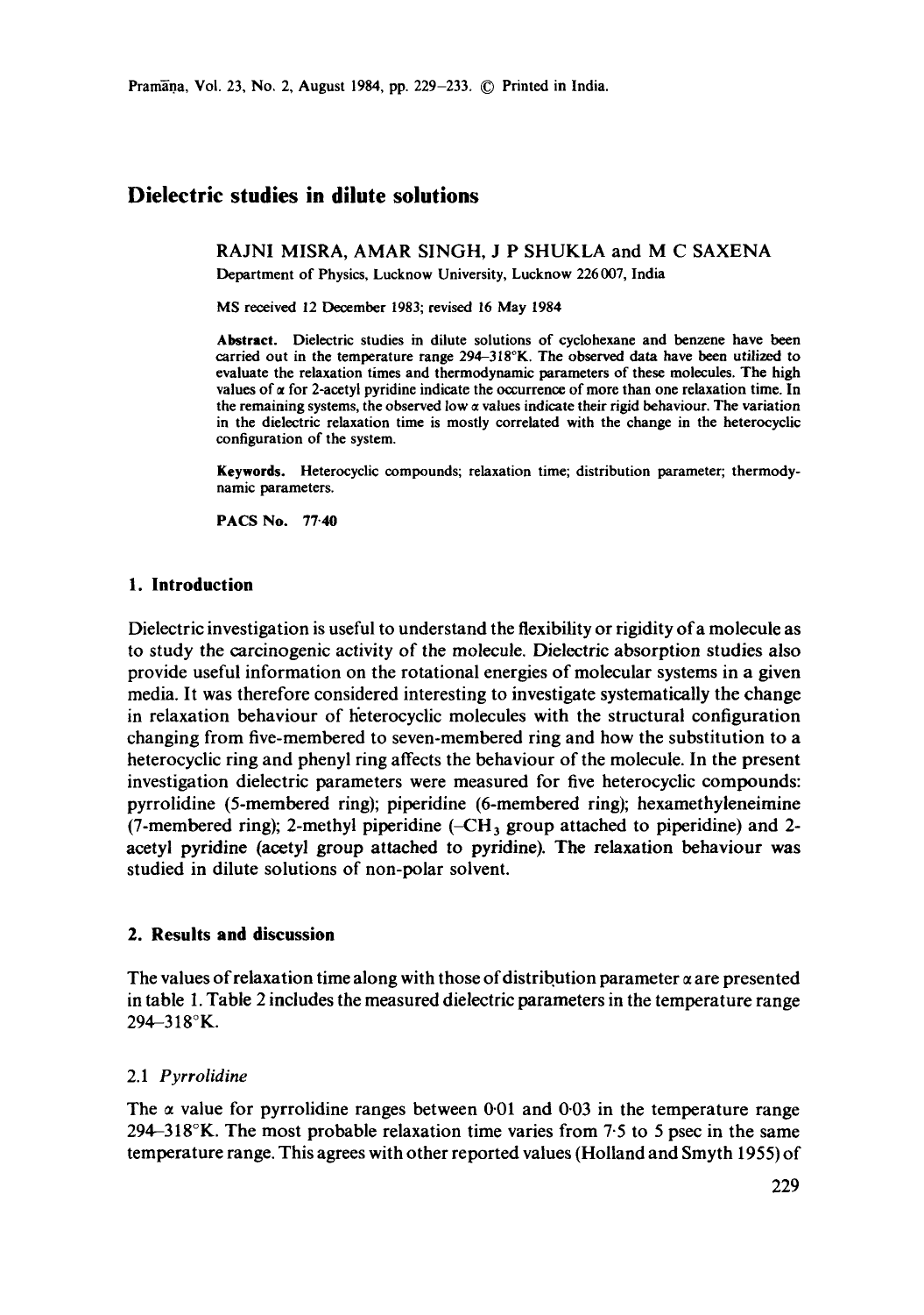# Dielectric studies in dilute solutions

RAJNI MISRA, AMAR SINGH, J P SHUKLA and M C SAXENA

Department of Physics, Lucknow University, Lucknow 226 007, India

MS received 12 December 1983; revised 16 May 1984

**Abstract.** Dielectric studies in dilute solutions of cyclohexane and benzene have been carried out in the temperature range 294–318°K. The observed data have been utilized to evaluate the relaxation times and thermodynamic parameters of these molecules. The high values of $\alpha$ for 2-acetyl pyridine indicate the occurrence of more than one relaxation time. In the remaining systems, the observed low $\alpha$ values indicate their rigid behaviour. The variation in the dielectric relaxation time is mostly correlated with the change in the heterocyclic configuration of the system.

**Keywords.** Heterocyclic compounds; relaxation time; distribution parameter; thermodynamic parameters.

**PACS No.** 77·40

## 1. Introduction

Dielectric investigation is useful to understand the flexibility or rigidity of a molecule as to study the carcinogenic activity of the molecule. Dielectric absorption studies also provide useful information on the rotational energies of molecular systems in a given media. It was therefore considered interesting to investigate systematically the change in relaxation behaviour of heterocyclic molecules with the structural configuration changing from five-membered to seven-membered ring and how the substitution to a heterocyclic ring and phenyl ring affects the behaviour of the molecule. In the present investigation dielectric parameters were measured for five heterocyclic compounds: pyrrolidine (5-membered ring); piperidine (6-membered ring); hexamethyleneimine (7-membered ring); 2-methyl piperidine (–$CH_3$ group attached to piperidine) and 2-acetyl pyridine (acetyl group attached to pyridine). The relaxation behaviour was studied in dilute solutions of non-polar solvent.

## 2. Results and discussion

The values of relaxation time along with those of distribution parameter $\alpha$ are presented in table 1. Table 2 includes the measured dielectric parameters in the temperature range 294–318°K.

### 2.1 *Pyrrolidine*

The $\alpha$ value for pyrrolidine ranges between 0·01 and 0·03 in the temperature range 294–318°K. The most probable relaxation time varies from 7·5 to 5 psec in the same temperature range. This agrees with other reported values (Holland and Smyth 1955) of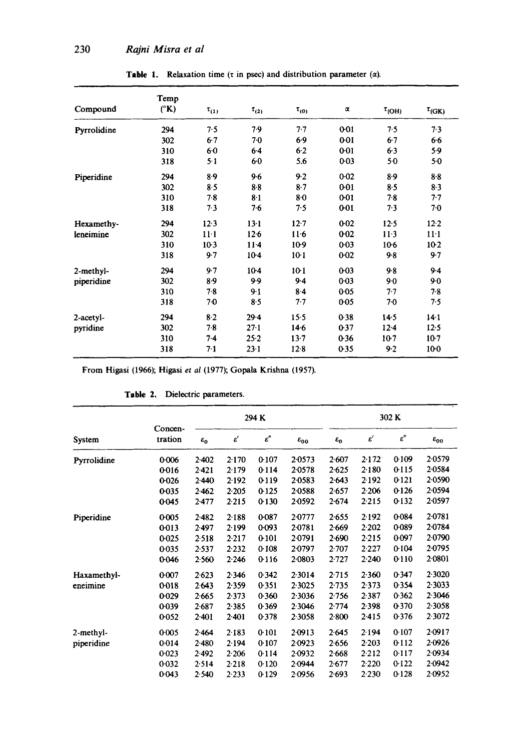**Table 1.** Relaxation time ($\tau$ in psec) and distribution parameter ($\alpha$).

| Compound | Temp (°K) | $\tau_{(1)}$ | $\tau_{(2)}$ | $\tau_{(0)}$ | $\alpha$ | $\tau_{(OH)}$ | $\tau_{(GK)}$ |
|---|---|---|---|---|---|---|---|
| Pyrrolidine | 294 | 7·5 | 7·9 | 7·7 | 0·01 | 7·5 | 7·3 |
| | 302 | 6·7 | 7·0 | 6·9 | 0·01 | 6·7 | 6·6 |
| | 310 | 6·0 | 6·4 | 6·2 | 0·01 | 6·3 | 5·9 |
| | 318 | 5·1 | 6·0 | 5.6 | 0·03 | 5·0 | 5·0 |
| Piperidine | 294 | 8·9 | 9·6 | 9·2 | 0·02 | 8·9 | 8·8 |
| | 302 | 8·5 | 8·8 | 8·7 | 0·01 | 8·5 | 8·3 |
| | 310 | 7·8 | 8·1 | 8·0 | 0·01 | 7·8 | 7·7 |
| | 318 | 7·3 | 7·6 | 7·5 | 0·01 | 7·3 | 7·0 |
| Hexamethyleneimine | 294 | 12·3 | 13·1 | 12·7 | 0·02 | 12·5 | 12·2 |
| | 302 | 11·1 | 12·6 | 11·6 | 0·02 | 11·3 | 11·1 |
| | 310 | 10·3 | 11·4 | 10·9 | 0·03 | 10·6 | 10·2 |
| | 318 | 9·7 | 10·4 | 10·1 | 0·02 | 9·8 | 9·7 |
| 2-methylpiperidine | 294 | 9·7 | 10·4 | 10·1 | 0·03 | 9·8 | 9·4 |
| | 302 | 8·9 | 9·9 | 9·4 | 0·03 | 9·0 | 9·0 |
| | 310 | 7·8 | 9·1 | 8·4 | 0·05 | 7·7 | 7·8 |
| | 318 | 7·0 | 8·5 | 7·7 | 0·05 | 7·0 | 7·5 |
| 2-acetylpyridine | 294 | 8·2 | 29·4 | 15·5 | 0·38 | 14·5 | 14·1 |
| | 302 | 7·8 | 27·1 | 14·6 | 0·37 | 12·4 | 12·5 |
| | 310 | 7·4 | 25·2 | 13·7 | 0·36 | 10·7 | 10·7 |
| | 318 | 7·1 | 23·1 | 12·8 | 0·35 | 9·2 | 10·0 |

From Higasi (1966); Higasi *et al* (1977); Gopala Krishna (1957).

**Table 2.** Dielectric parameters.

| System | Concentration | 294 K | | | | 302 K | | | |
|---|---|---|---|---|---|---|---|---|---|
| | | $\varepsilon_0$ | $\varepsilon'$ | $\varepsilon''$ | $\varepsilon_{00}$ | $\varepsilon_0$ | $\varepsilon'$ | $\varepsilon''$ | $\varepsilon_{00}$ |
| Pyrrolidine | 0·006 | 2·402 | 2·170 | 0·107 | 2·0573 | 2·607 | 2·172 | 0·109 | 2·0579 |
| | 0·016 | 2·421 | 2·179 | 0·114 | 2·0578 | 2·625 | 2·180 | 0·115 | 2·0584 |
| | 0·026 | 2·440 | 2·192 | 0·119 | 2·0583 | 2·643 | 2·192 | 0·121 | 2·0590 |
| | 0·035 | 2·462 | 2·205 | 0·125 | 2·0588 | 2·657 | 2·206 | 0·126 | 2·0594 |
| | 0·045 | 2·477 | 2·215 | 0·130 | 2·0592 | 2·674 | 2·215 | 0·132 | 2·0597 |
| Piperidine | 0·005 | 2·482 | 2·188 | 0·087 | 2·0777 | 2·655 | 2·192 | 0·084 | 2·0781 |
| | 0·013 | 2·497 | 2·199 | 0·093 | 2·0781 | 2·669 | 2·202 | 0·089 | 2·0784 |
| | 0·025 | 2·518 | 2·217 | 0·101 | 2·0791 | 2·690 | 2·215 | 0·097 | 2·0790 |
| | 0·035 | 2·537 | 2·232 | 0·108 | 2·0797 | 2·707 | 2·227 | 0·104 | 2·0795 |
| | 0·046 | 2·560 | 2·246 | 0·116 | 2·0803 | 2·727 | 2·240 | 0·110 | 2·0801 |
| Haxamethyleneimine | 0·007 | 2·623 | 2·346 | 0·342 | 2·3014 | 2·715 | 2·360 | 0·347 | 2·3020 |
| | 0·018 | 2·643 | 2·359 | 0·351 | 2·3025 | 2·735 | 2·373 | 0·354 | 2·3033 |
| | 0·029 | 2·665 | 2·373 | 0·360 | 2·3036 | 2·756 | 2·387 | 0·362 | 2·3046 |
| | 0·039 | 2·687 | 2·385 | 0·369 | 2·3046 | 2·774 | 2·398 | 0·370 | 2·3058 |
| | 0·052 | 2·401 | 2·401 | 0·378 | 2·3058 | 2·800 | 2·415 | 0·376 | 2·3072 |
| 2-methylpiperidine | 0·005 | 2·464 | 2·183 | 0·101 | 2·0913 | 2·645 | 2·194 | 0·107 | 2·0917 |
| | 0·014 | 2·480 | 2·194 | 0·107 | 2·0923 | 2·656 | 2·203 | 0·112 | 2·0926 |
| | 0·023 | 2·492 | 2·206 | 0·114 | 2·0932 | 2·668 | 2·212 | 0·117 | 2·0934 |
| | 0·032 | 2·514 | 2·218 | 0·120 | 2·0944 | 2·677 | 2·220 | 0·122 | 2·0942 |
| | 0·043 | 2·540 | 2·233 | 0·129 | 2·0956 | 2·693 | 2·230 | 0·128 | 2·0952 |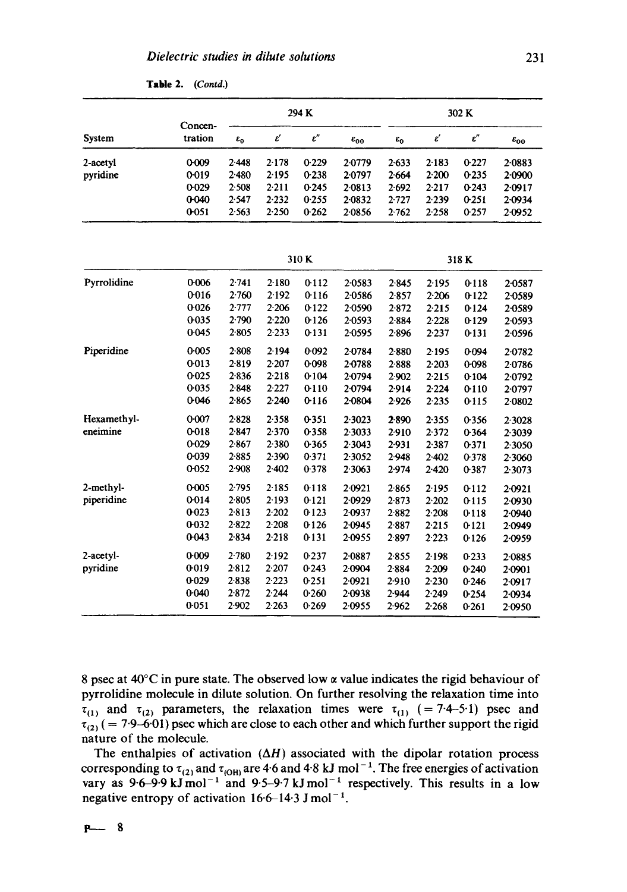**Table 2.** *(Contd.)*

| System | Concentration | 294 K | | | | 302 K | | | |
|---|---|---|---|---|---|---|---|---|---|
| | | $\varepsilon_0$ | $\varepsilon'$ | $\varepsilon''$ | $\varepsilon_{\infty}$ | $\varepsilon_0$ | $\varepsilon'$ | $\varepsilon''$ | $\varepsilon_{\infty}$ |
| 2-acetyl pyridine | 0·009 | 2·448 | 2·178 | 0·229 | 2·0779 | 2·633 | 2·183 | 0·227 | 2·0883 |
| | 0·019 | 2·480 | 2·195 | 0·238 | 2·0797 | 2·664 | 2·200 | 0·235 | 2·0900 |
| | 0·029 | 2·508 | 2·211 | 0·245 | 2·0813 | 2·692 | 2·217 | 0·243 | 2·0917 |
| | 0·040 | 2·547 | 2·232 | 0·255 | 2·0832 | 2·727 | 2·239 | 0·251 | 2·0934 |
| | 0·051 | 2·563 | 2·250 | 0·262 | 2·0856 | 2·762 | 2·258 | 0·257 | 2·0952 |
| | | 310 K | | | | 318 K | | | |
| Pyrrolidine | 0·006 | 2·741 | 2·180 | 0·112 | 2·0583 | 2·845 | 2·195 | 0·118 | 2·0587 |
| | 0·016 | 2·760 | 2·192 | 0·116 | 2·0586 | 2·857 | 2·206 | 0·122 | 2·0589 |
| | 0·026 | 2·777 | 2·206 | 0·122 | 2·0590 | 2·872 | 2·215 | 0·124 | 2·0589 |
| | 0·035 | 2·790 | 2·220 | 0·126 | 2·0593 | 2·884 | 2·228 | 0·129 | 2·0593 |
| | 0·045 | 2·805 | 2·233 | 0·131 | 2·0595 | 2·896 | 2·237 | 0·131 | 2·0596 |
| Piperidine | 0·005 | 2·808 | 2·194 | 0·092 | 2·0784 | 2·880 | 2·195 | 0·094 | 2·0782 |
| | 0·013 | 2·819 | 2·207 | 0·098 | 2·0788 | 2·888 | 2·203 | 0·098 | 2·0786 |
| | 0·025 | 2·836 | 2·218 | 0·104 | 2·0794 | 2·902 | 2·215 | 0·104 | 2·0792 |
| | 0·035 | 2·848 | 2·227 | 0·110 | 2·0794 | 2·914 | 2·224 | 0·110 | 2·0797 |
| | 0·046 | 2·865 | 2·240 | 0·116 | 2·0804 | 2·926 | 2·235 | 0·115 | 2·0802 |
| Hexamethyleneimine | 0·007 | 2·828 | 2·358 | 0·351 | 2·3023 | 2·890 | 2·355 | 0·356 | 2·3028 |
| | 0·018 | 2·847 | 2·370 | 0·358 | 2·3033 | 2·910 | 2·372 | 0·364 | 2·3039 |
| | 0·029 | 2·867 | 2·380 | 0·365 | 2·3043 | 2·931 | 2·387 | 0·371 | 2·3050 |
| | 0·039 | 2·885 | 2·390 | 0·371 | 2·3052 | 2·948 | 2·402 | 0·378 | 2·3060 |
| | 0·052 | 2·908 | 2·402 | 0·378 | 2·3063 | 2·974 | 2·420 | 0·387 | 2·3073 |
| 2-methylpiperidine | 0·005 | 2·795 | 2·185 | 0·118 | 2·0921 | 2·865 | 2·195 | 0·112 | 2·0921 |
| | 0·014 | 2·805 | 2·193 | 0·121 | 2·0929 | 2·873 | 2·202 | 0·115 | 2·0930 |
| | 0·023 | 2·813 | 2·202 | 0·123 | 2·0937 | 2·882 | 2·208 | 0·118 | 2·0940 |
| | 0·032 | 2·822 | 2·208 | 0·126 | 2·0945 | 2·887 | 2·215 | 0·121 | 2·0949 |
| | 0·043 | 2·834 | 2·218 | 0·131 | 2·0955 | 2·897 | 2·223 | 0·126 | 2·0959 |
| 2-acetylpyridine | 0·009 | 2·780 | 2·192 | 0·237 | 2·0887 | 2·855 | 2·198 | 0·233 | 2·0885 |
| | 0·019 | 2·812 | 2·207 | 0·243 | 2·0904 | 2·884 | 2·209 | 0·240 | 2·0901 |
| | 0·029 | 2·838 | 2·223 | 0·251 | 2·0921 | 2·910 | 2·230 | 0·246 | 2·0917 |
| | 0·040 | 2·872 | 2·244 | 0·260 | 2·0938 | 2·944 | 2·249 | 0·254 | 2·0934 |
| | 0·051 | 2·902 | 2·263 | 0·269 | 2·0955 | 2·962 | 2·268 | 0·261 | 2·0950 |

8 psec at 40°C in pure state. The observed low $\alpha$ value indicates the rigid behaviour of pyrrolidine molecule in dilute solution. On further resolving the relaxation time into $\tau_{(1)}$ and $\tau_{(2)}$ parameters, the relaxation times were $\tau_{(1)}$ (= 7·4–5·1) psec and $\tau_{(2)}$ (= 7·9–6·01) psec which are close to each other and which further support the rigid nature of the molecule.

The enthalpies of activation ($\Delta H$) associated with the dipolar rotation process corresponding to $\tau_{(2)}$ and $\tau_{(OH)}$ are 4·6 and 4·8 kJ mol$^{-1}$. The free energies of activation vary as 9·6–9·9 kJ mol$^{-1}$ and 9·5–9·7 kJ mol$^{-1}$ respectively. This results in a low negative entropy of activation 16·6–14·3 J mol$^{-1}$.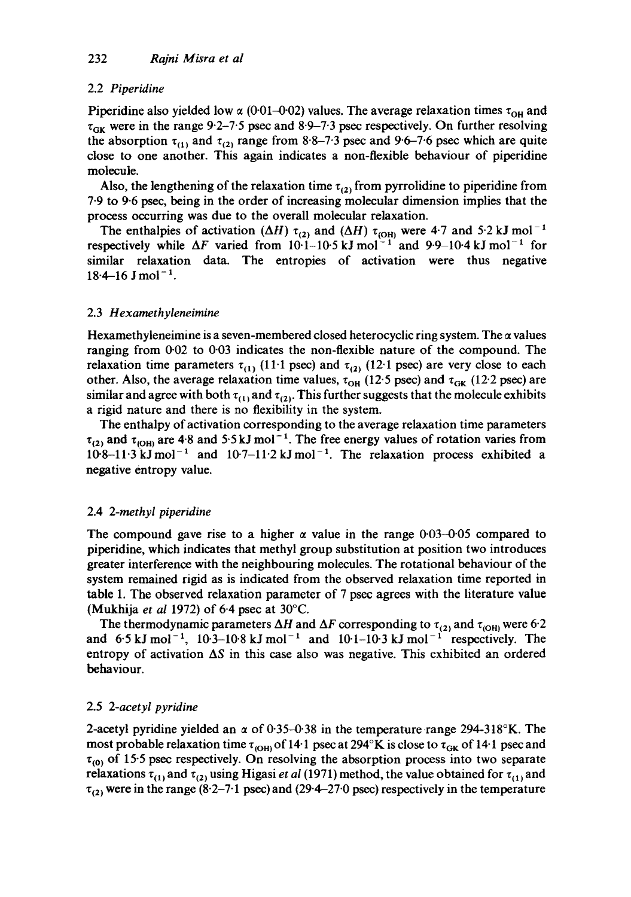### 2.2 *Piperidine*

Piperidine also yielded low $\alpha$ (0·01–0·02) values. The average relaxation times $\tau_{OH}$ and $\tau_{GK}$ were in the range 9·2–7·5 psec and 8·9–7·3 psec respectively. On further resolving the absorption $\tau_{(1)}$ and $\tau_{(2)}$ range from 8·8–7·3 psec and 9·6–7·6 psec which are quite close to one another. This again indicates a non-flexible behaviour of piperidine molecule.

Also, the lengthening of the relaxation time $\tau_{(2)}$ from pyrrolidine to piperidine from 7·9 to 9·6 psec, being in the order of increasing molecular dimension implies that the process occurring was due to the overall molecular relaxation.

The enthalpies of activation $(\Delta H)$ $\tau_{(2)}$ and $(\Delta H)$ $\tau_{(OH)}$ were 4·7 and 5·2 kJ mol$^{-1}$ respectively while $\Delta F$ varied from 10·1–10·5 kJ mol$^{-1}$ and 9·9–10·4 kJ mol$^{-1}$ for similar relaxation data. The entropies of activation were thus negative 18·4–16 J mol$^{-1}$.

### 2.3 *Hexamethyleneimine*

Hexamethyleneimine is a seven-membered closed heterocyclic ring system. The $\alpha$ values ranging from 0·02 to 0·03 indicates the non-flexible nature of the compound. The relaxation time parameters $\tau_{(1)}$ (11·1 psec) and $\tau_{(2)}$ (12·1 psec) are very close to each other. Also, the average relaxation time values, $\tau_{OH}$ (12·5 psec) and $\tau_{GK}$ (12·2 psec) are similar and agree with both $\tau_{(1)}$ and $\tau_{(2)}$. This further suggests that the molecule exhibits a rigid nature and there is no flexibility in the system.

The enthalpy of activation corresponding to the average relaxation time parameters $\tau_{(2)}$ and $\tau_{(OH)}$ are 4·8 and 5·5 kJ mol$^{-1}$. The free energy values of rotation varies from 10·8–11·3 kJ mol$^{-1}$ and 10·7–11·2 kJ mol$^{-1}$. The relaxation process exhibited a negative entropy value.

### 2.4 *2-methyl piperidine*

The compound gave rise to a higher $\alpha$ value in the range 0·03–0·05 compared to piperidine, which indicates that methyl group substitution at position two introduces greater interference with the neighbouring molecules. The rotational behaviour of the system remained rigid as is indicated from the observed relaxation time reported in table 1. The observed relaxation parameter of 7 psec agrees with the literature value (Mukhija *et al* 1972) of 6·4 psec at 30°C.

The thermodynamic parameters $\Delta H$ and $\Delta F$ corresponding to $\tau_{(2)}$ and $\tau_{(OH)}$ were 6·2 and 6·5 kJ mol$^{-1}$, 10·3–10·8 kJ mol$^{-1}$ and 10·1–10·3 kJ mol$^{-1}$ respectively. The entropy of activation $\Delta S$ in this case also was negative. This exhibited an ordered behaviour.

### 2.5 *2-acetyl pyridine*

2-acetyl pyridine yielded an $\alpha$ of 0·35–0·38 in the temperature range 294-318°K. The most probable relaxation time $\tau_{(OH)}$ of 14·1 psec at 294°K is close to $\tau_{GK}$ of 14·1 psec and $\tau_{(0)}$ of 15·5 psec respectively. On resolving the absorption process into two separate relaxations $\tau_{(1)}$ and $\tau_{(2)}$ using Higasi *et al* (1971) method, the value obtained for $\tau_{(1)}$ and $\tau_{(2)}$ were in the range (8·2–7·1 psec) and (29·4–27·0 psec) respectively in the temperature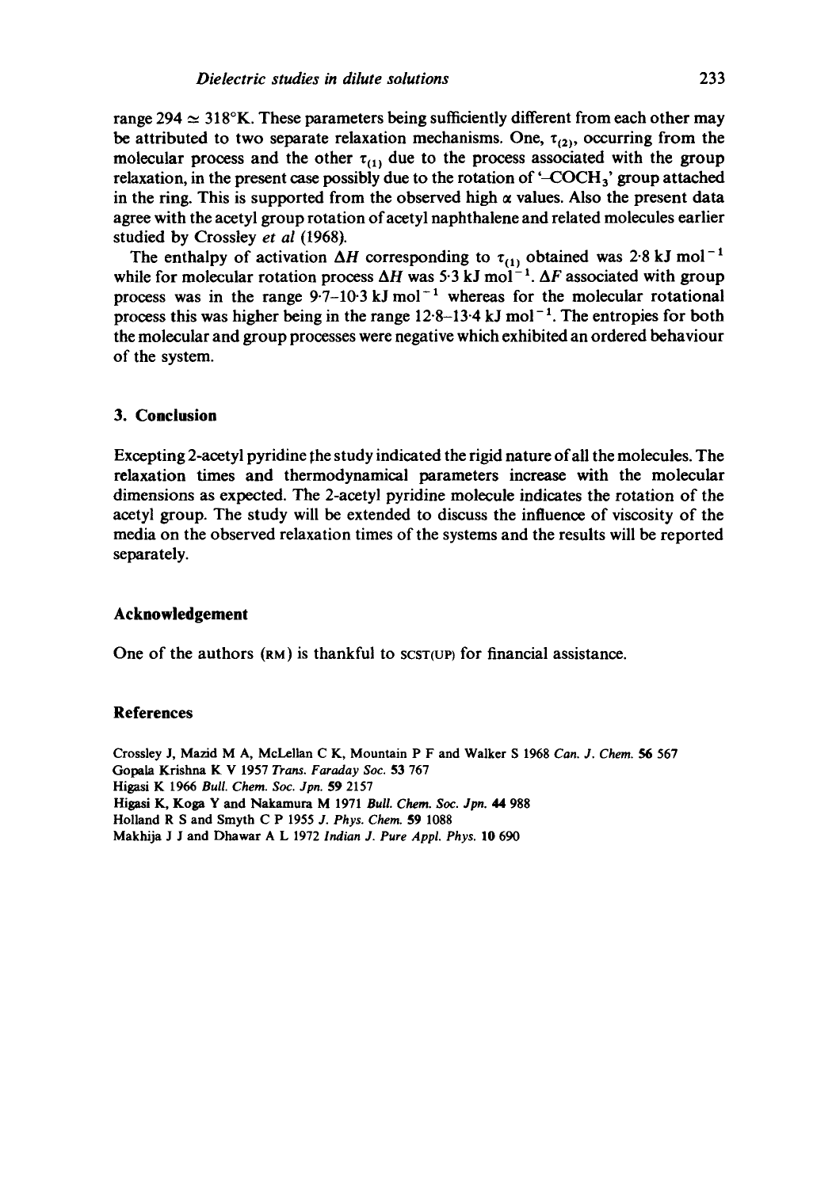range 294 $\simeq$ 318°K. These parameters being sufficiently different from each other may be attributed to two separate relaxation mechanisms. One, $\tau_{(2)}$, occurring from the molecular process and the other $\tau_{(1)}$ due to the process associated with the group relaxation, in the present case possibly due to the rotation of '$-COCH_3$' group attached in the ring. This is supported from the observed high $\alpha$ values. Also the present data agree with the acetyl group rotation of acetyl naphthalene and related molecules earlier studied by Crossley *et al* (1968).

The enthalpy of activation $\Delta H$ corresponding to $\tau_{(1)}$ obtained was 2·8 kJ mol$^{-1}$ while for molecular rotation process $\Delta H$ was 5·3 kJ mol$^{-1}$. $\Delta F$ associated with group process was in the range 9·7–10·3 kJ mol$^{-1}$ whereas for the molecular rotational process this was higher being in the range 12·8–13·4 kJ mol$^{-1}$. The entropies for both the molecular and group processes were negative which exhibited an ordered behaviour of the system.

## 3. Conclusion

Excepting 2-acetyl pyridine the study indicated the rigid nature of all the molecules. The relaxation times and thermodynamical parameters increase with the molecular dimensions as expected. The 2-acetyl pyridine molecule indicates the rotation of the acetyl group. The study will be extended to discuss the influence of viscosity of the media on the observed relaxation times of the systems and the results will be reported separately.

## Acknowledgement

One of the authors (RM) is thankful to SCST(UP) for financial assistance.

## References

Crossley J, Mazid M A, McLellan C K, Mountain P F and Walker S 1968 *Can. J. Chem.* **56** 567

Gopala Krishna K V 1957 *Trans. Faraday Soc.* **53** 767

Higasi K 1966 *Bull. Chem. Soc. Jpn.* **59** 2157

Higasi K, Koga Y and Nakamura M 1971 *Bull. Chem. Soc. Jpn.* **44** 988

Holland R S and Smyth C P 1955 *J. Phys. Chem.* **59** 1088

Makhija J J and Dhawar A L 1972 *Indian J. Pure Appl. Phys.* **10** 690